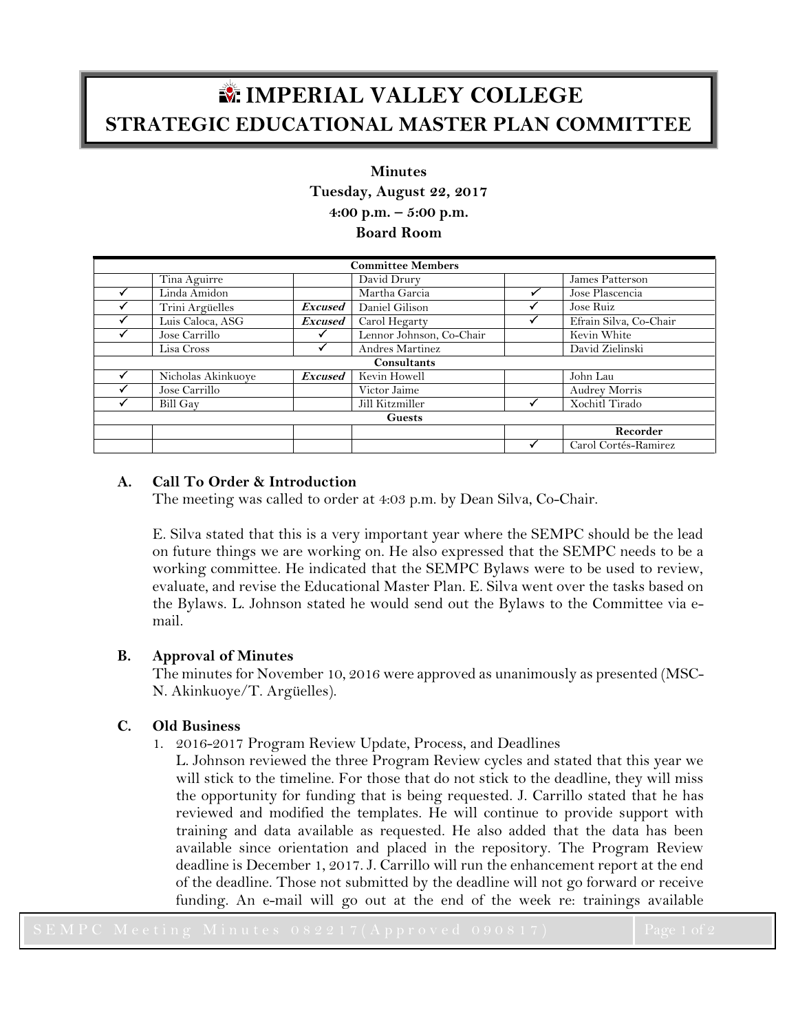# IMPERIAL VALLEY COLLEGE
## STRATEGIC EDUCATIONAL MASTER PLAN COMMITTEE

**Minutes**
**Tuesday, August 22, 2017**
**4:00 p.m. – 5:00 p.m.**
**Board Room**

| | **Committee Members** | | | | |
|---|---|---|---|---|---|
| | Tina Aguirre | | David Drury | | James Patterson |
| ✓ | Linda Amidon | | Martha Garcia | ✓ | Jose Plascencia |
| ✓ | Trini Argüelles | ***Excused*** | Daniel Gilison | ✓ | Jose Ruiz |
| ✓ | Luis Caloca, ASG | ***Excused*** | Carol Hegarty | ✓ | Efrain Silva, Co-Chair |
| ✓ | Jose Carrillo | ✓ | Lennor Johnson, Co-Chair | | Kevin White |
| | Lisa Cross | ✓ | Andres Martinez | | David Zielinski |
| | **Consultants** | | | | |
| ✓ | Nicholas Akinkuoye | ***Excused*** | Kevin Howell | | John Lau |
| ✓ | Jose Carrillo | | Victor Jaime | | Audrey Morris |
| ✓ | Bill Gay | | Jill Kitzmiller | ✓ | Xochitl Tirado |
| | **Guests** | | | | |
| | | | | | **Recorder** |
| | | | | ✓ | Carol Cortés-Ramirez |

### A. Call To Order & Introduction

The meeting was called to order at 4:03 p.m. by Dean Silva, Co-Chair.

E. Silva stated that this is a very important year where the SEMPC should be the lead on future things we are working on. He also expressed that the SEMPC needs to be a working committee. He indicated that the SEMPC Bylaws were to be used to review, evaluate, and revise the Educational Master Plan. E. Silva went over the tasks based on the Bylaws. L. Johnson stated he would send out the Bylaws to the Committee via e-mail.

### B. Approval of Minutes

The minutes for November 10, 2016 were approved as unanimously as presented (MSC-N. Akinkuoye/T. Argüelles).

### C. Old Business

1. 2016-2017 Program Review Update, Process, and Deadlines
   L. Johnson reviewed the three Program Review cycles and stated that this year we will stick to the timeline. For those that do not stick to the deadline, they will miss the opportunity for funding that is being requested. J. Carrillo stated that he has reviewed and modified the templates. He will continue to provide support with training and data available as requested. He also added that the data has been available since orientation and placed in the repository. The Program Review deadline is December 1, 2017. J. Carrillo will run the enhancement report at the end of the deadline. Those not submitted by the deadline will not go forward or receive funding. An e-mail will go out at the end of the week re: trainings available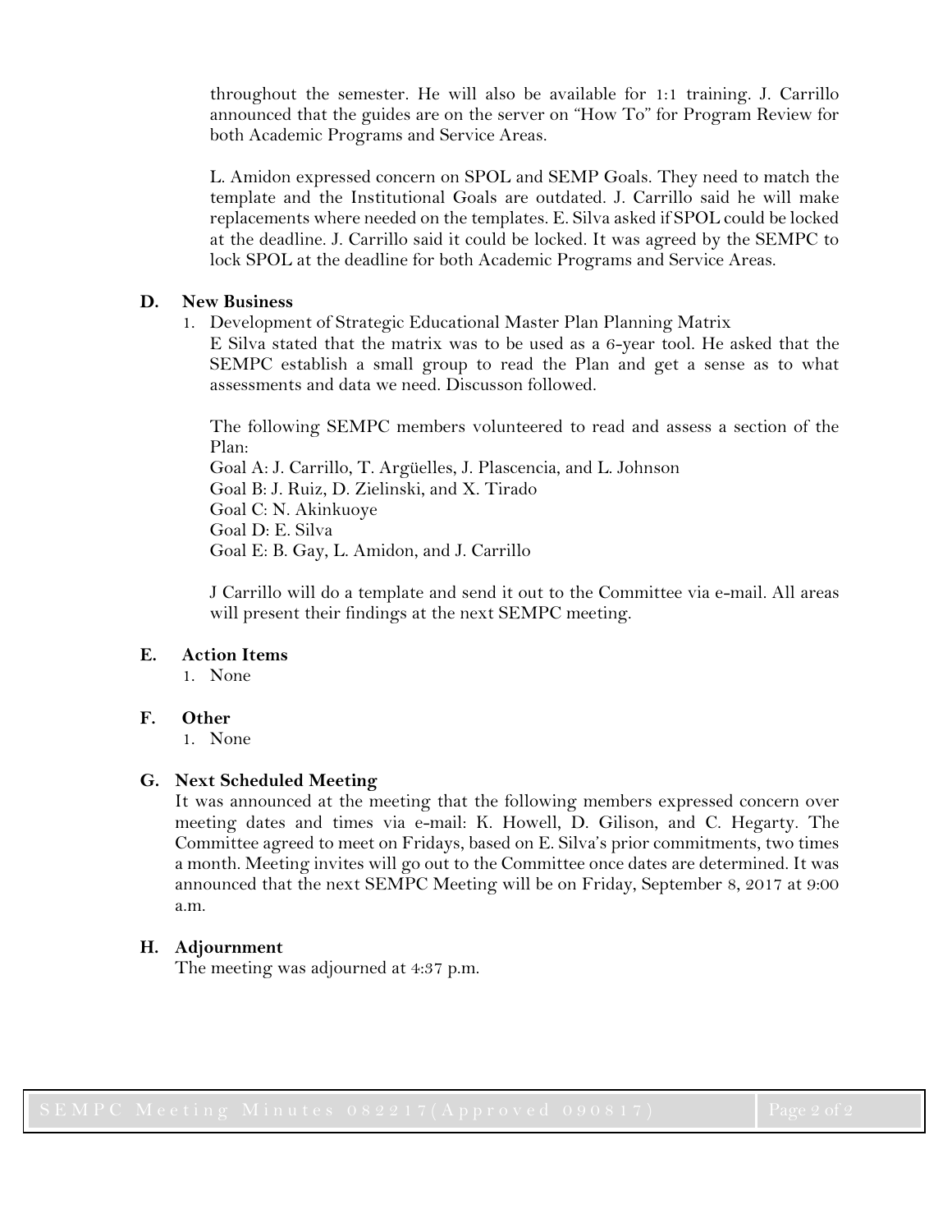throughout the semester. He will also be available for 1:1 training. J. Carrillo announced that the guides are on the server on "How To" for Program Review for both Academic Programs and Service Areas.

L. Amidon expressed concern on SPOL and SEMP Goals. They need to match the template and the Institutional Goals are outdated. J. Carrillo said he will make replacements where needed on the templates. E. Silva asked if SPOL could be locked at the deadline. J. Carrillo said it could be locked. It was agreed by the SEMPC to lock SPOL at the deadline for both Academic Programs and Service Areas.

**D. New Business**

1. Development of Strategic Educational Master Plan Planning Matrix

   E Silva stated that the matrix was to be used as a 6-year tool. He asked that the SEMPC establish a small group to read the Plan and get a sense as to what assessments and data we need. Discusson followed.

   The following SEMPC members volunteered to read and assess a section of the Plan:
   Goal A: J. Carrillo, T. Argüelles, J. Plascencia, and L. Johnson
   Goal B: J. Ruiz, D. Zielinski, and X. Tirado
   Goal C: N. Akinkuoye
   Goal D: E. Silva
   Goal E: B. Gay, L. Amidon, and J. Carrillo

   J Carrillo will do a template and send it out to the Committee via e-mail. All areas will present their findings at the next SEMPC meeting.

**E. Action Items**

1. None

**F. Other**

1. None

**G. Next Scheduled Meeting**

It was announced at the meeting that the following members expressed concern over meeting dates and times via e-mail: K. Howell, D. Gilison, and C. Hegarty. The Committee agreed to meet on Fridays, based on E. Silva's prior commitments, two times a month. Meeting invites will go out to the Committee once dates are determined. It was announced that the next SEMPC Meeting will be on Friday, September 8, 2017 at 9:00 a.m.

**H. Adjournment**

The meeting was adjourned at 4:37 p.m.